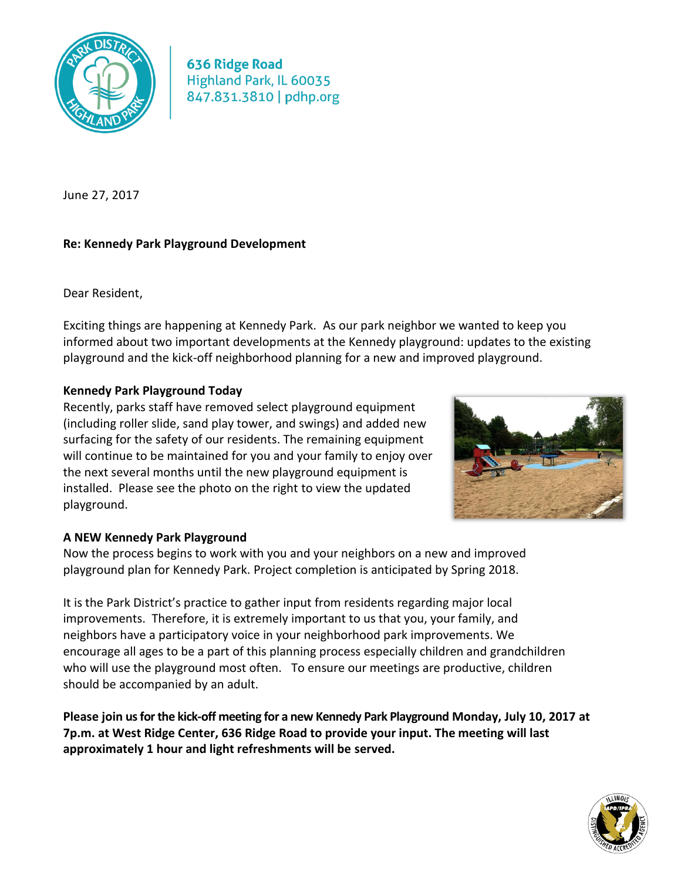636 Ridge Road
Highland Park, IL 60035
847.831.3810 | pdhp.org

June 27, 2017

**Re: Kennedy Park Playground Development**

Dear Resident,

Exciting things are happening at Kennedy Park. As our park neighbor we wanted to keep you informed about two important developments at the Kennedy playground: updates to the existing playground and the kick-off neighborhood planning for a new and improved playground.

**Kennedy Park Playground Today**

Recently, parks staff have removed select playground equipment (including roller slide, sand play tower, and swings) and added new surfacing for the safety of our residents. The remaining equipment will continue to be maintained for you and your family to enjoy over the next several months until the new playground equipment is installed. Please see the photo on the right to view the updated playground.

**A NEW Kennedy Park Playground**

Now the process begins to work with you and your neighbors on a new and improved playground plan for Kennedy Park. Project completion is anticipated by Spring 2018.

It is the Park District's practice to gather input from residents regarding major local improvements. Therefore, it is extremely important to us that you, your family, and neighbors have a participatory voice in your neighborhood park improvements. We encourage all ages to be a part of this planning process especially children and grandchildren who will use the playground most often. To ensure our meetings are productive, children should be accompanied by an adult.

**Please join us for the kick-off meeting for a new Kennedy Park Playground Monday, July 10, 2017 at 7p.m. at West Ridge Center, 636 Ridge Road to provide your input. The meeting will last approximately 1 hour and light refreshments will be served.**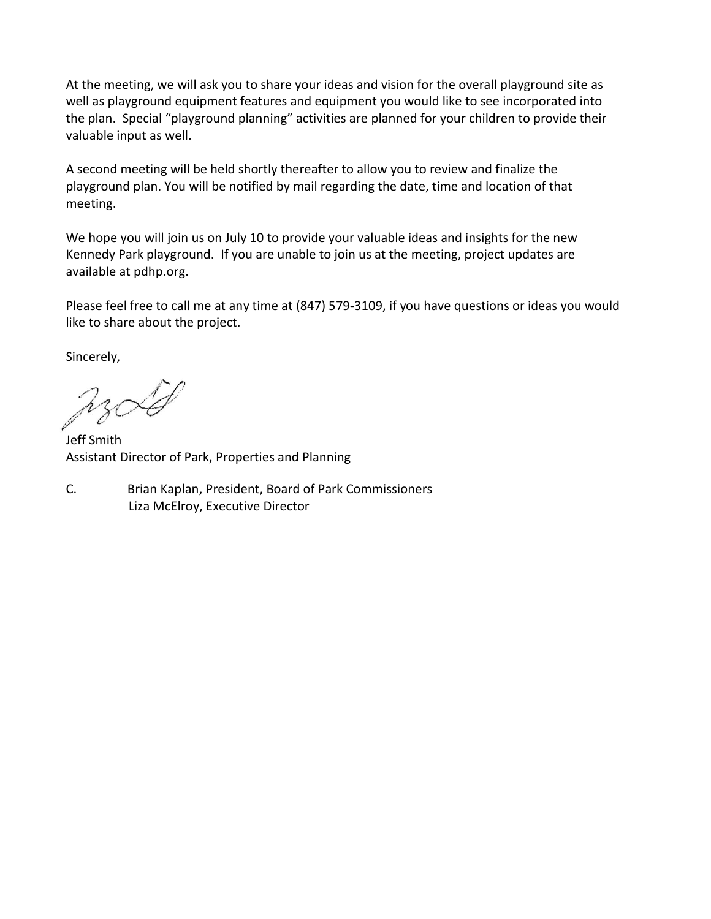At the meeting, we will ask you to share your ideas and vision for the overall playground site as well as playground equipment features and equipment you would like to see incorporated into the plan. Special "playground planning" activities are planned for your children to provide their valuable input as well.

A second meeting will be held shortly thereafter to allow you to review and finalize the playground plan. You will be notified by mail regarding the date, time and location of that meeting.

We hope you will join us on July 10 to provide your valuable ideas and insights for the new Kennedy Park playground. If you are unable to join us at the meeting, project updates are available at pdhp.org.

Please feel free to call me at any time at (847) 579-3109, if you have questions or ideas you would like to share about the project.

Sincerely,

Jeff Smith
Assistant Director of Park, Properties and Planning

C. Brian Kaplan, President, Board of Park Commissioners
Liza McElroy, Executive Director